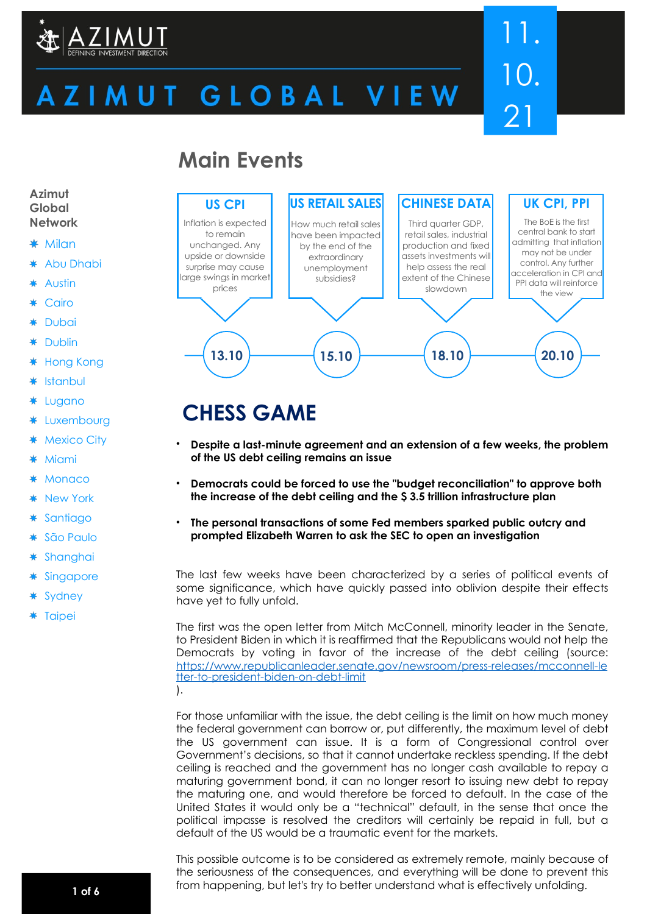# AZIMUT GLOBAL VIEW

11.10.21

## Main Events

**Azimut Global Network**

- Milan
- Abu Dhabi
- Austin
- Cairo
- Dubai
- Dublin
- Hong Kong
- Istanbul
- Lugano
- Luxembourg
- Mexico City
- Miami
- Monaco
- New York
- Santiago
- São Paulo
- Shanghai
- Singapore
- Sydney
- Taipei

**13.10 — US CPI**
Inflation is expected to remain unchanged. Any upside or downside surprise may cause large swings in market prices

**15.10 — US RETAIL SALES**
How much retail sales have been impacted by the end of the extraordinary unemployment subsidies?

**18.10 — CHINESE DATA**
Third quarter GDP, retail sales, industrial production and fixed assets investments will help assess the real extent of the Chinese slowdown

**20.10 — UK CPI, PPI**
The BoE is the first central bank to start admitting that inflation may not be under control. Any further acceleration in CPI and PPI data will reinforce the view

## CHESS GAME

- **Despite a last-minute agreement and an extension of a few weeks, the problem of the US debt ceiling remains an issue**
- **Democrats could be forced to use the "budget reconciliation" to approve both the increase of the debt ceiling and the $ 3.5 trillion infrastructure plan**
- **The personal transactions of some Fed members sparked public outcry and prompted Elizabeth Warren to ask the SEC to open an investigation**

The last few weeks have been characterized by a series of political events of some significance, which have quickly passed into oblivion despite their effects have yet to fully unfold.

The first was the open letter from Mitch McConnell, minority leader in the Senate, to President Biden in which it is reaffirmed that the Republicans would not help the Democrats by voting in favor of the increase of the debt ceiling (source: https://www.republicanleader.senate.gov/newsroom/press-releases/mcconnell-letter-to-president-biden-on-debt-limit).

For those unfamiliar with the issue, the debt ceiling is the limit on how much money the federal government can borrow or, put differently, the maximum level of debt the US government can issue. It is a form of Congressional control over Government's decisions, so that it cannot undertake reckless spending. If the debt ceiling is reached and the government has no longer cash available to repay a maturing government bond, it can no longer resort to issuing new debt to repay the maturing one, and would therefore be forced to default. In the case of the United States it would only be a "technical" default, in the sense that once the political impasse is resolved the creditors will certainly be repaid in full, but a default of the US would be a traumatic event for the markets.

This possible outcome is to be considered as extremely remote, mainly because of the seriousness of the consequences, and everything will be done to prevent this from happening, but let's try to better understand what is effectively unfolding.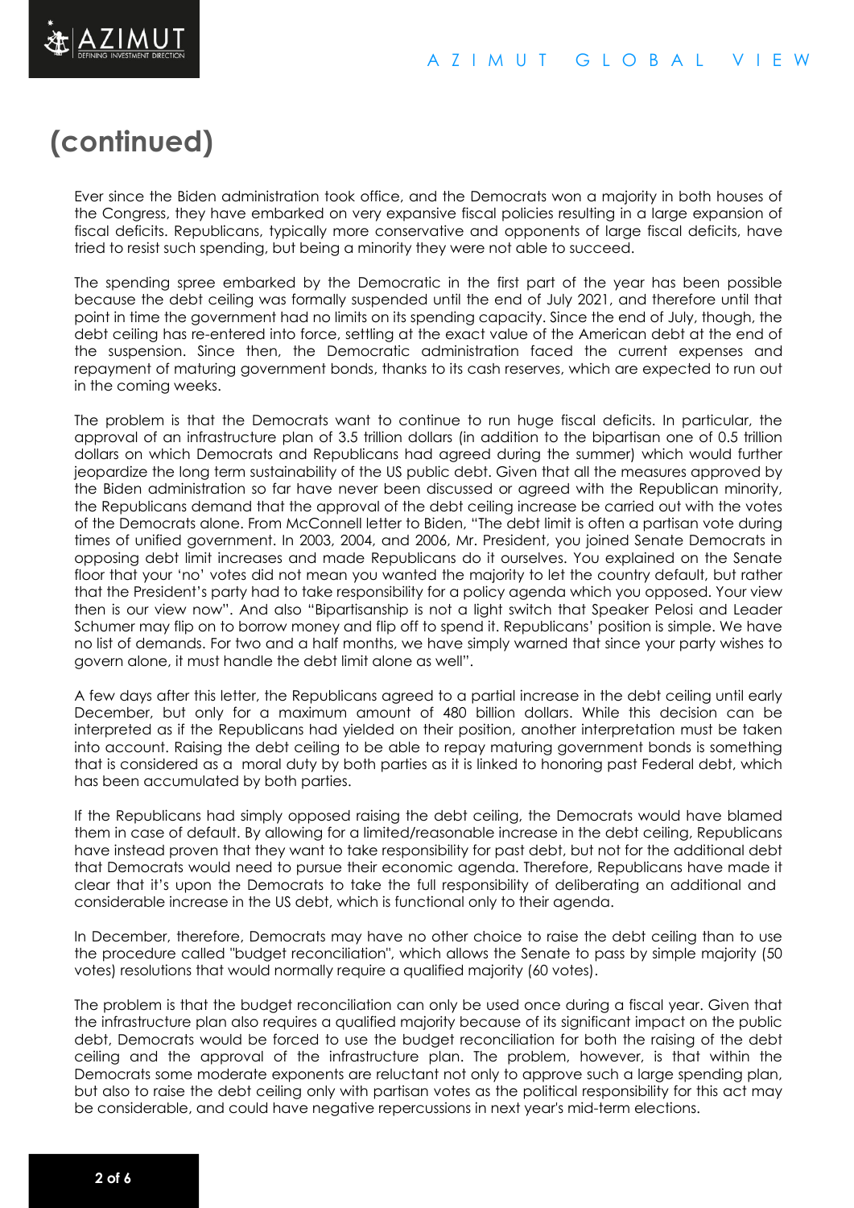# (continued)

Ever since the Biden administration took office, and the Democrats won a majority in both houses of the Congress, they have embarked on very expansive fiscal policies resulting in a large expansion of fiscal deficits. Republicans, typically more conservative and opponents of large fiscal deficits, have tried to resist such spending, but being a minority they were not able to succeed.

The spending spree embarked by the Democratic in the first part of the year has been possible because the debt ceiling was formally suspended until the end of July 2021, and therefore until that point in time the government had no limits on its spending capacity. Since the end of July, though, the debt ceiling has re-entered into force, settling at the exact value of the American debt at the end of the suspension. Since then, the Democratic administration faced the current expenses and repayment of maturing government bonds, thanks to its cash reserves, which are expected to run out in the coming weeks.

The problem is that the Democrats want to continue to run huge fiscal deficits. In particular, the approval of an infrastructure plan of 3.5 trillion dollars (in addition to the bipartisan one of 0.5 trillion dollars on which Democrats and Republicans had agreed during the summer) which would further jeopardize the long term sustainability of the US public debt. Given that all the measures approved by the Biden administration so far have never been discussed or agreed with the Republican minority, the Republicans demand that the approval of the debt ceiling increase be carried out with the votes of the Democrats alone. From McConnell letter to Biden, "The debt limit is often a partisan vote during times of unified government. In 2003, 2004, and 2006, Mr. President, you joined Senate Democrats in opposing debt limit increases and made Republicans do it ourselves. You explained on the Senate floor that your 'no' votes did not mean you wanted the majority to let the country default, but rather that the President's party had to take responsibility for a policy agenda which you opposed. Your view then is our view now". And also "Bipartisanship is not a light switch that Speaker Pelosi and Leader Schumer may flip on to borrow money and flip off to spend it. Republicans' position is simple. We have no list of demands. For two and a half months, we have simply warned that since your party wishes to govern alone, it must handle the debt limit alone as well".

A few days after this letter, the Republicans agreed to a partial increase in the debt ceiling until early December, but only for a maximum amount of 480 billion dollars. While this decision can be interpreted as if the Republicans had yielded on their position, another interpretation must be taken into account. Raising the debt ceiling to be able to repay maturing government bonds is something that is considered as a moral duty by both parties as it is linked to honoring past Federal debt, which has been accumulated by both parties.

If the Republicans had simply opposed raising the debt ceiling, the Democrats would have blamed them in case of default. By allowing for a limited/reasonable increase in the debt ceiling, Republicans have instead proven that they want to take responsibility for past debt, but not for the additional debt that Democrats would need to pursue their economic agenda. Therefore, Republicans have made it clear that it's upon the Democrats to take the full responsibility of deliberating an additional and considerable increase in the US debt, which is functional only to their agenda.

In December, therefore, Democrats may have no other choice to raise the debt ceiling than to use the procedure called "budget reconciliation", which allows the Senate to pass by simple majority (50 votes) resolutions that would normally require a qualified majority (60 votes).

The problem is that the budget reconciliation can only be used once during a fiscal year. Given that the infrastructure plan also requires a qualified majority because of its significant impact on the public debt, Democrats would be forced to use the budget reconciliation for both the raising of the debt ceiling and the approval of the infrastructure plan. The problem, however, is that within the Democrats some moderate exponents are reluctant not only to approve such a large spending plan, but also to raise the debt ceiling only with partisan votes as the political responsibility for this act may be considerable, and could have negative repercussions in next year's mid-term elections.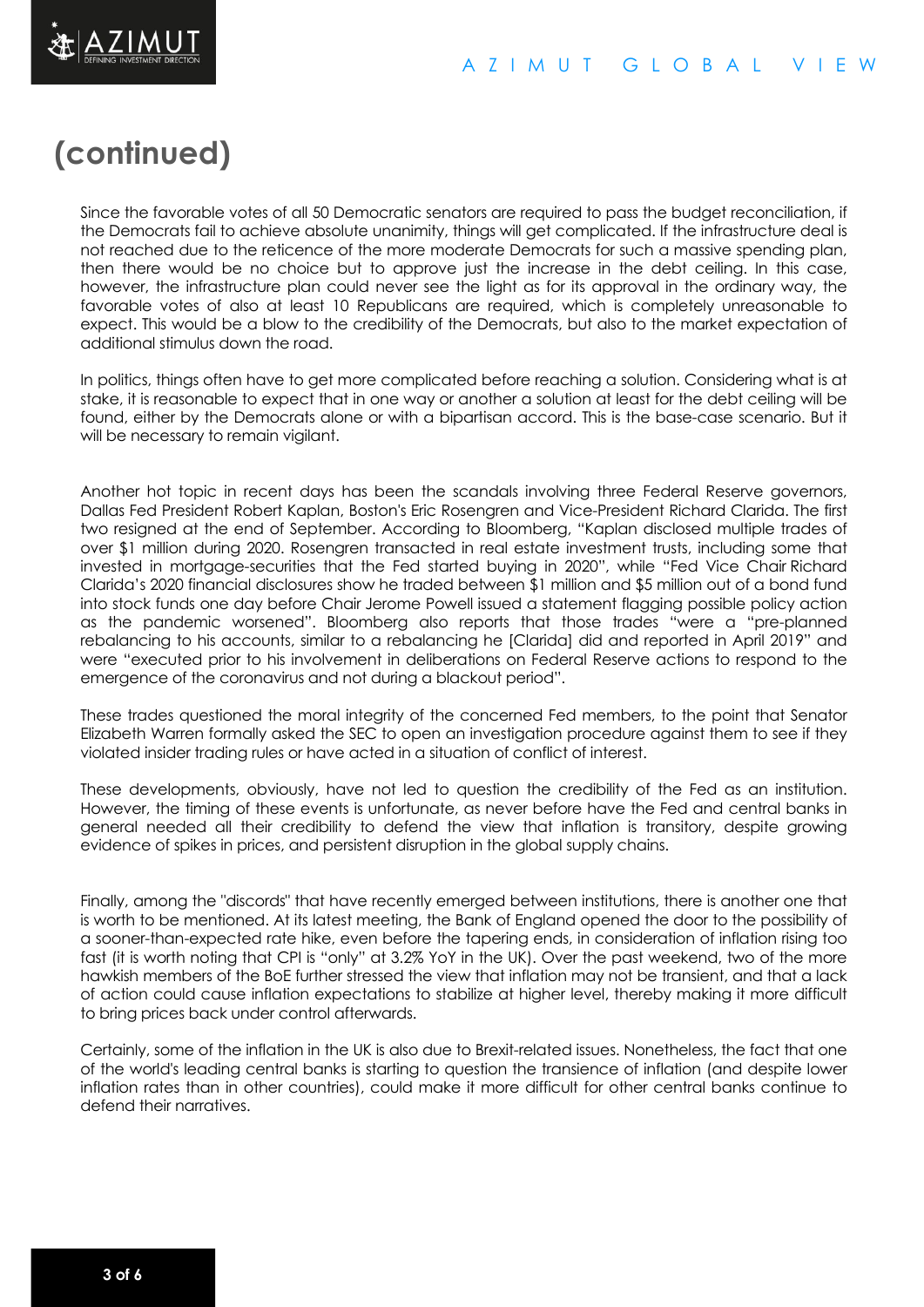# (continued)

Since the favorable votes of all 50 Democratic senators are required to pass the budget reconciliation, if the Democrats fail to achieve absolute unanimity, things will get complicated. If the infrastructure deal is not reached due to the reticence of the more moderate Democrats for such a massive spending plan, then there would be no choice but to approve just the increase in the debt ceiling. In this case, however, the infrastructure plan could never see the light as for its approval in the ordinary way, the favorable votes of also at least 10 Republicans are required, which is completely unreasonable to expect. This would be a blow to the credibility of the Democrats, but also to the market expectation of additional stimulus down the road.

In politics, things often have to get more complicated before reaching a solution. Considering what is at stake, it is reasonable to expect that in one way or another a solution at least for the debt ceiling will be found, either by the Democrats alone or with a bipartisan accord. This is the base-case scenario. But it will be necessary to remain vigilant.

Another hot topic in recent days has been the scandals involving three Federal Reserve governors, Dallas Fed President Robert Kaplan, Boston's Eric Rosengren and Vice-President Richard Clarida. The first two resigned at the end of September. According to Bloomberg, "Kaplan disclosed multiple trades of over $1 million during 2020. Rosengren transacted in real estate investment trusts, including some that invested in mortgage-securities that the Fed started buying in 2020", while "Fed Vice Chair Richard Clarida's 2020 financial disclosures show he traded between $1 million and $5 million out of a bond fund into stock funds one day before Chair Jerome Powell issued a statement flagging possible policy action as the pandemic worsened". Bloomberg also reports that those trades "were a "pre-planned rebalancing to his accounts, similar to a rebalancing he [Clarida] did and reported in April 2019" and were "executed prior to his involvement in deliberations on Federal Reserve actions to respond to the emergence of the coronavirus and not during a blackout period".

These trades questioned the moral integrity of the concerned Fed members, to the point that Senator Elizabeth Warren formally asked the SEC to open an investigation procedure against them to see if they violated insider trading rules or have acted in a situation of conflict of interest.

These developments, obviously, have not led to question the credibility of the Fed as an institution. However, the timing of these events is unfortunate, as never before have the Fed and central banks in general needed all their credibility to defend the view that inflation is transitory, despite growing evidence of spikes in prices, and persistent disruption in the global supply chains.

Finally, among the "discords" that have recently emerged between institutions, there is another one that is worth to be mentioned. At its latest meeting, the Bank of England opened the door to the possibility of a sooner-than-expected rate hike, even before the tapering ends, in consideration of inflation rising too fast (it is worth noting that CPI is "only" at 3.2% YoY in the UK). Over the past weekend, two of the more hawkish members of the BoE further stressed the view that inflation may not be transient, and that a lack of action could cause inflation expectations to stabilize at higher level, thereby making it more difficult to bring prices back under control afterwards.

Certainly, some of the inflation in the UK is also due to Brexit-related issues. Nonetheless, the fact that one of the world's leading central banks is starting to question the transience of inflation (and despite lower inflation rates than in other countries), could make it more difficult for other central banks continue to defend their narratives.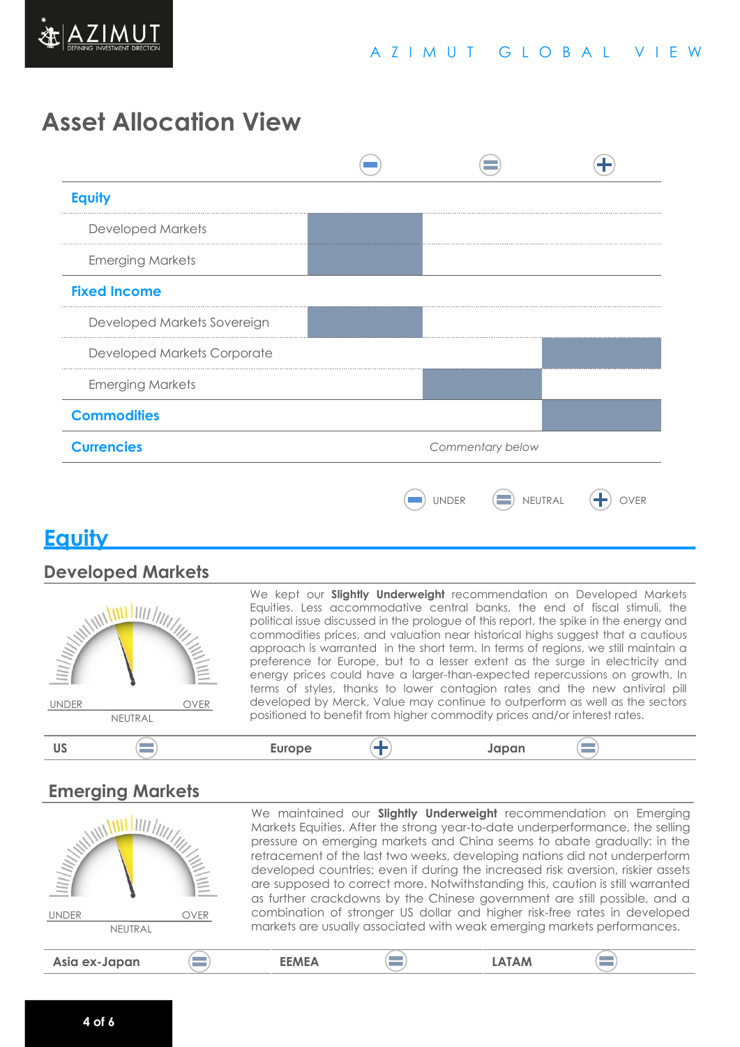## Asset Allocation View

| | UNDER | NEUTRAL | OVER |
|---|---|---|---|
| **Equity** | | | |
| Developed Markets | ■ | | |
| Emerging Markets | ■ | | |
| **Fixed Income** | | | |
| Developed Markets Sovereign | ■ | | |
| Developed Markets Corporate | | | ■ |
| Emerging Markets | | ■ | |
| **Commodities** | | | ■ |
| **Currencies** | | *Commentary below* | |

# Equity

## Developed Markets

UNDER — NEUTRAL — OVER

We kept our **Slightly Underweight** recommendation on Developed Markets Equities. Less accommodative central banks, the end of fiscal stimuli, the political issue discussed in the prologue of this report, the spike in the energy and commodities prices, and valuation near historical highs suggest that a cautious approach is warranted in the short term. In terms of regions, we still maintain a preference for Europe, but to a lesser extent as the surge in electricity and energy prices could have a larger-than-expected repercussions on growth. In terms of styles, thanks to lower contagion rates and the new antiviral pill developed by Merck, Value may continue to outperform as well as the sectors positioned to benefit from higher commodity prices and/or interest rates.

| US | Europe | Japan |
|---|---|---|
| Neutral | Over | Neutral |

## Emerging Markets

UNDER — NEUTRAL — OVER

We maintained our **Slightly Underweight** recommendation on Emerging Markets Equities. After the strong year-to-date underperformance, the selling pressure on emerging markets and China seems to abate gradually: in the retracement of the last two weeks, developing nations did not underperform developed countries; even if during the increased risk aversion, riskier assets are supposed to correct more. Notwithstanding this, caution is still warranted as further crackdowns by the Chinese government are still possible, and a combination of stronger US dollar and higher risk-free rates in developed markets are usually associated with weak emerging markets performances.

| Asia ex-Japan | EEMEA | LATAM |
|---|---|---|
| Neutral | Neutral | Neutral |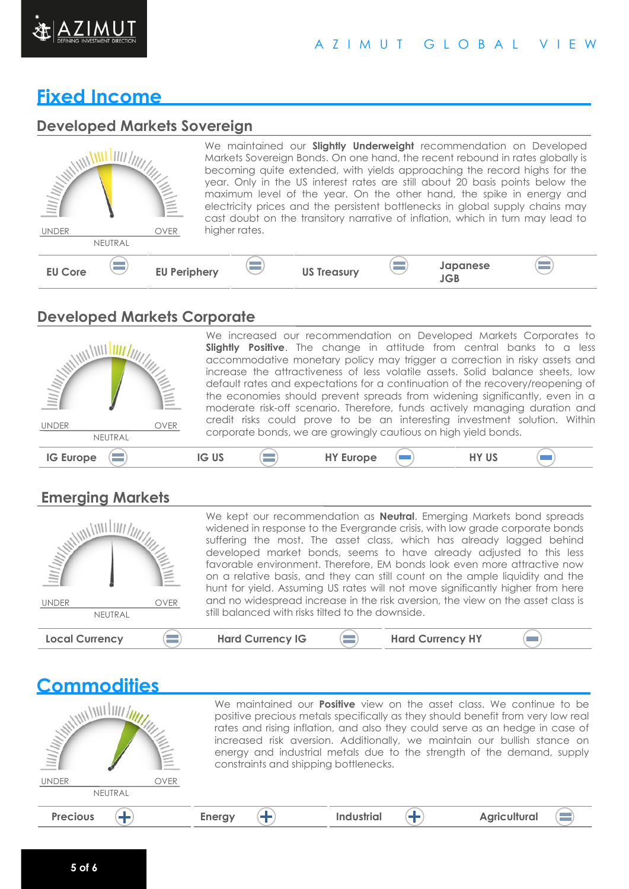# Fixed Income

## Developed Markets Sovereign

UNDER NEUTRAL OVER

We maintained our **Slightly Underweight** recommendation on Developed Markets Sovereign Bonds. On one hand, the recent rebound in rates globally is becoming quite extended, with yields approaching the record highs for the year. Only in the US interest rates are still about 20 basis points below the maximum level of the year. On the other hand, the spike in energy and electricity prices and the persistent bottlenecks in global supply chains may cast doubt on the transitory narrative of inflation, which in turn may lead to higher rates.

| EU Core | EU Periphery | US Treasury | Japanese JGB |
|---|---|---|---|
| = | = | = | = |

## Developed Markets Corporate

UNDER NEUTRAL OVER

We increased our recommendation on Developed Markets Corporates to **Slightly Positive**. The change in attitude from central banks to a less accommodative monetary policy may trigger a correction in risky assets and increase the attractiveness of less volatile assets. Solid balance sheets, low default rates and expectations for a continuation of the recovery/reopening of the economies should prevent spreads from widening significantly, even in a moderate risk-off scenario. Therefore, funds actively managing duration and credit risks could prove to be an interesting investment solution. Within corporate bonds, we are growingly cautious on high yield bonds.

| IG Europe | IG US | HY Europe | HY US |
|---|---|---|---|
| = | = | − | − |

## Emerging Markets

UNDER NEUTRAL OVER

We kept our recommendation as **Neutral**. Emerging Markets bond spreads widened in response to the Evergrande crisis, with low grade corporate bonds suffering the most. The asset class, which has already lagged behind developed market bonds, seems to have already adjusted to this less favorable environment. Therefore, EM bonds look even more attractive now on a relative basis, and they can still count on the ample liquidity and the hunt for yield. Assuming US rates will not move significantly higher from here and no widespread increase in the risk aversion, the view on the asset class is still balanced with risks tilted to the downside.

| Local Currency | Hard Currency IG | Hard Currency HY |
|---|---|---|
| = | = | − |

# Commodities

UNDER NEUTRAL OVER

We maintained our **Positive** view on the asset class. We continue to be positive precious metals specifically as they should benefit from very low real rates and rising inflation, and also they could serve as an hedge in case of increased risk aversion. Additionally, we maintain our bullish stance on energy and industrial metals due to the strength of the demand, supply constraints and shipping bottlenecks.

| Precious | Energy | Industrial | Agricultural |
|---|---|---|---|
| + | + | + | = |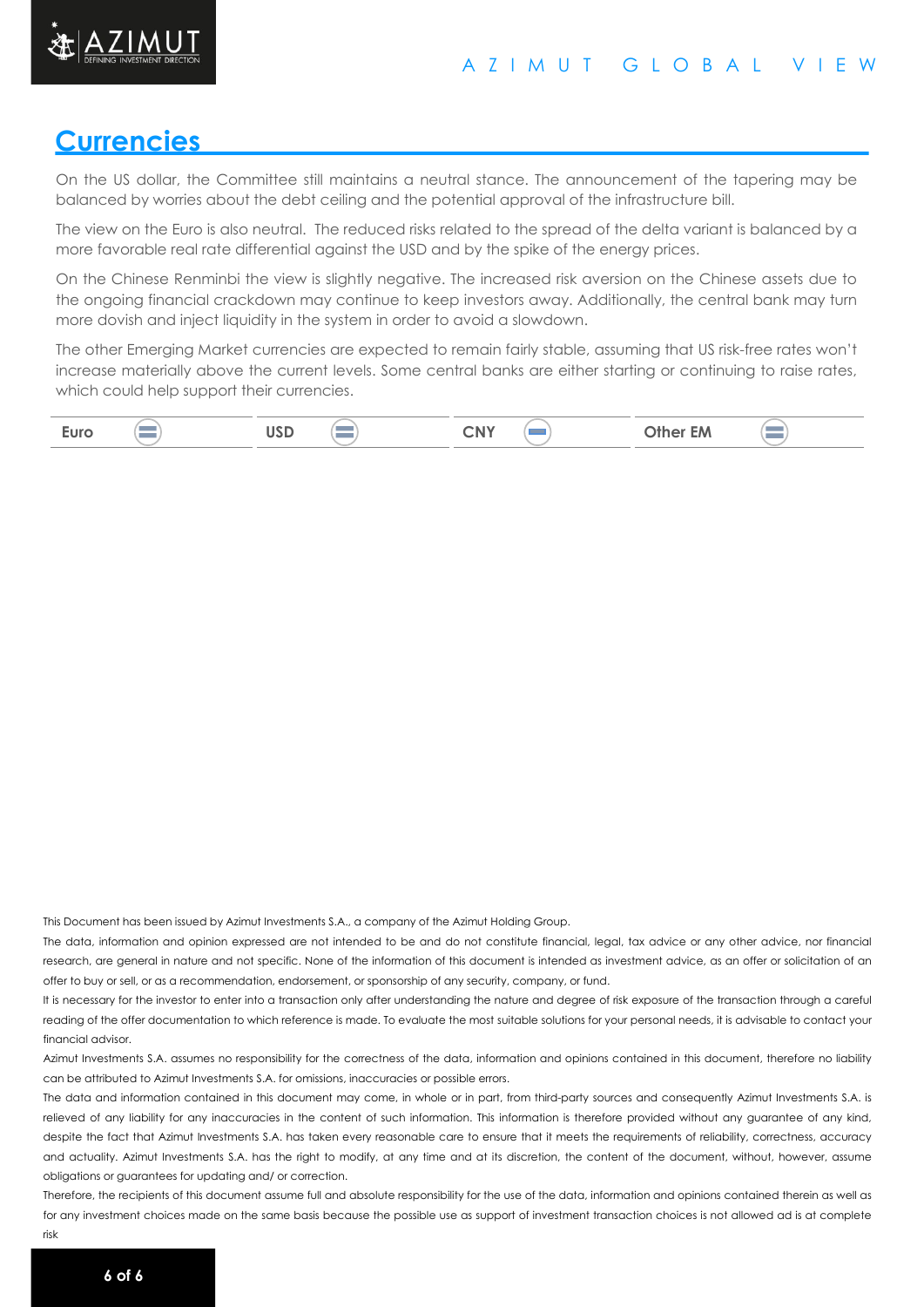## Currencies

On the US dollar, the Committee still maintains a neutral stance. The announcement of the tapering may be balanced by worries about the debt ceiling and the potential approval of the infrastructure bill.

The view on the Euro is also neutral. The reduced risks related to the spread of the delta variant is balanced by a more favorable real rate differential against the USD and by the spike of the energy prices.

On the Chinese Renminbi the view is slightly negative. The increased risk aversion on the Chinese assets due to the ongoing financial crackdown may continue to keep investors away. Additionally, the central bank may turn more dovish and inject liquidity in the system in order to avoid a slowdown.

The other Emerging Market currencies are expected to remain fairly stable, assuming that US risk-free rates won't increase materially above the current levels. Some central banks are either starting or continuing to raise rates, which could help support their currencies.

| | | | | | | | |
|---|---|---|---|---|---|---|---|
| **Euro** | = | **USD** | = | **CNY** | – | **Other EM** | = |

This Document has been issued by Azimut Investments S.A., a company of the Azimut Holding Group.

The data, information and opinion expressed are not intended to be and do not constitute financial, legal, tax advice or any other advice, nor financial research, are general in nature and not specific. None of the information of this document is intended as investment advice, as an offer or solicitation of an offer to buy or sell, or as a recommendation, endorsement, or sponsorship of any security, company, or fund.

It is necessary for the investor to enter into a transaction only after understanding the nature and degree of risk exposure of the transaction through a careful reading of the offer documentation to which reference is made. To evaluate the most suitable solutions for your personal needs, it is advisable to contact your financial advisor.

Azimut Investments S.A. assumes no responsibility for the correctness of the data, information and opinions contained in this document, therefore no liability can be attributed to Azimut Investments S.A. for omissions, inaccuracies or possible errors.

The data and information contained in this document may come, in whole or in part, from third-party sources and consequently Azimut Investments S.A. is relieved of any liability for any inaccuracies in the content of such information. This information is therefore provided without any guarantee of any kind, despite the fact that Azimut Investments S.A. has taken every reasonable care to ensure that it meets the requirements of reliability, correctness, accuracy and actuality. Azimut Investments S.A. has the right to modify, at any time and at its discretion, the content of the document, without, however, assume obligations or guarantees for updating and/ or correction.

Therefore, the recipients of this document assume full and absolute responsibility for the use of the data, information and opinions contained therein as well as for any investment choices made on the same basis because the possible use as support of investment transaction choices is not allowed ad is at complete risk